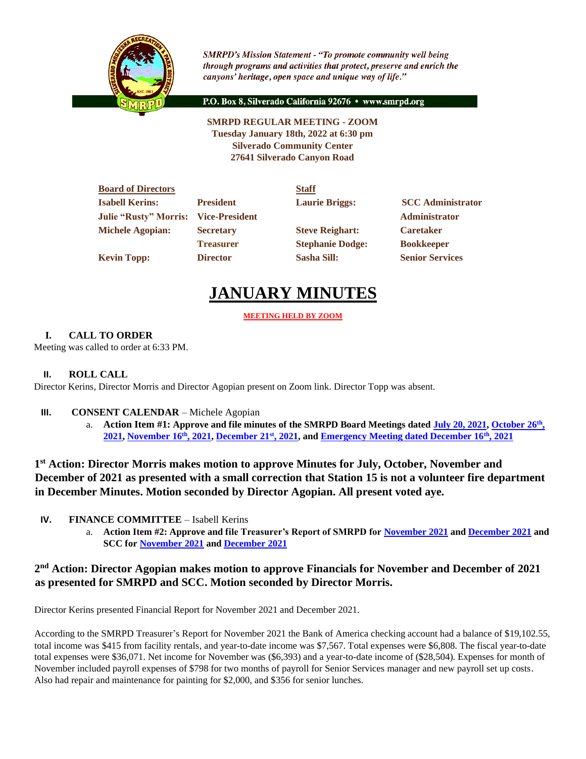*SMRPD's Mission Statement - "To promote community well being through programs and activities that protect, preserve and enrich the canyons' heritage, open space and unique way of life."*

P.O. Box 8, Silverado California 92676 • www.smrpd.org

**SMRPD REGULAR MEETING - ZOOM**
**Tuesday January 18th, 2022 at 6:30 pm**
**Silverado Community Center**
**27641 Silverado Canyon Road**

| Board of Directors | | Staff | |
|---|---|---|---|
| **Isabell Kerins:** | **President** | **Laurie Briggs:** | **SCC Administrator** |
| **Julie "Rusty" Morris:** | **Vice-President** | | **Administrator** |
| **Michele Agopian:** | **Secretary** | **Steve Reighart:** | **Caretaker** |
| | **Treasurer** | **Stephanie Dodge:** | **Bookkeeper** |
| **Kevin Topp:** | **Director** | **Sasha Sill:** | **Senior Services** |

# JANUARY MINUTES

**MEETING HELD BY ZOOM**

## I. CALL TO ORDER

Meeting was called to order at 6:33 PM.

## II. ROLL CALL

Director Kerins, Director Morris and Director Agopian present on Zoom link. Director Topp was absent.

## III. CONSENT CALENDAR – Michele Agopian

a. **Action Item #1: Approve and file minutes of the SMRPD Board Meetings dated July 20, 2021, October 26th, 2021, November 16th, 2021, December 21st, 2021, and Emergency Meeting dated December 16th, 2021**

**1st Action: Director Morris makes motion to approve Minutes for July, October, November and December of 2021 as presented with a small correction that Station 15 is not a volunteer fire department in December Minutes. Motion seconded by Director Agopian. All present voted aye.**

## IV. FINANCE COMMITTEE – Isabell Kerins

a. **Action Item #2: Approve and file Treasurer's Report of SMRPD for November 2021 and December 2021 and SCC for November 2021 and December 2021**

**2nd Action: Director Agopian makes motion to approve Financials for November and December of 2021 as presented for SMRPD and SCC. Motion seconded by Director Morris.**

Director Kerins presented Financial Report for November 2021 and December 2021.

According to the SMRPD Treasurer's Report for November 2021 the Bank of America checking account had a balance of $19,102.55, total income was $415 from facility rentals, and year-to-date income was $7,567. Total expenses were $6,808. The fiscal year-to-date total expenses were $36,071. Net income for November was ($6,393) and a year-to-date income of ($28,504). Expenses for month of November included payroll expenses of $798 for two months of payroll for Senior Services manager and new payroll set up costs. Also had repair and maintenance for painting for $2,000, and $356 for senior lunches.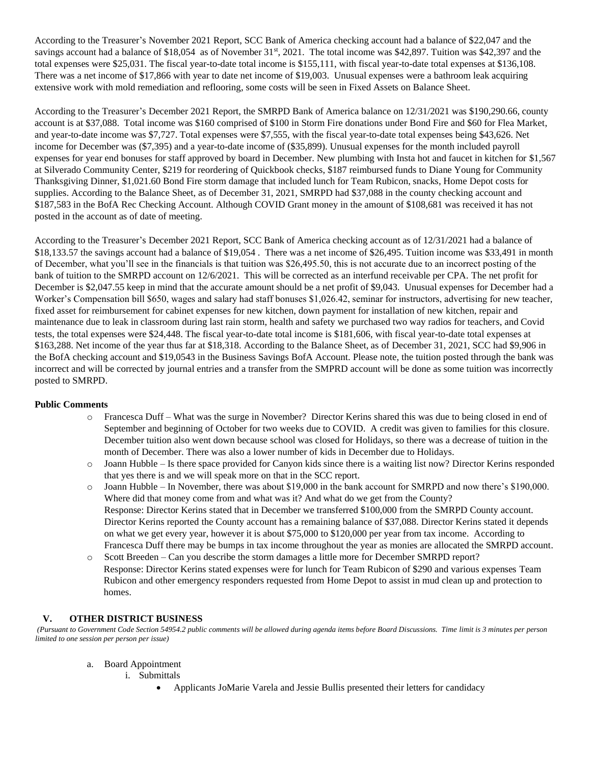According to the Treasurer's November 2021 Report, SCC Bank of America checking account had a balance of $22,047 and the savings account had a balance of $18,054 as of November 31st, 2021. The total income was $42,897. Tuition was $42,397 and the total expenses were $25,031. The fiscal year-to-date total income is $155,111, with fiscal year-to-date total expenses at $136,108. There was a net income of $17,866 with year to date net income of $19,003. Unusual expenses were a bathroom leak acquiring extensive work with mold remediation and reflooring, some costs will be seen in Fixed Assets on Balance Sheet.

According to the Treasurer's December 2021 Report, the SMRPD Bank of America balance on 12/31/2021 was $190,290.66, county account is at $37,088. Total income was $160 comprised of $100 in Storm Fire donations under Bond Fire and $60 for Flea Market, and year-to-date income was $7,727. Total expenses were $7,555, with the fiscal year-to-date total expenses being $43,626. Net income for December was ($7,395) and a year-to-date income of ($35,899). Unusual expenses for the month included payroll expenses for year end bonuses for staff approved by board in December. New plumbing with Insta hot and faucet in kitchen for $1,567 at Silverado Community Center, $219 for reordering of Quickbook checks, $187 reimbursed funds to Diane Young for Community Thanksgiving Dinner, $1,021.60 Bond Fire storm damage that included lunch for Team Rubicon, snacks, Home Depot costs for supplies. According to the Balance Sheet, as of December 31, 2021, SMRPD had $37,088 in the county checking account and $187,583 in the BofA Rec Checking Account. Although COVID Grant money in the amount of $108,681 was received it has not posted in the account as of date of meeting.

According to the Treasurer's December 2021 Report, SCC Bank of America checking account as of 12/31/2021 had a balance of $18,133.57 the savings account had a balance of $19,054 . There was a net income of $26,495. Tuition income was $33,491 in month of December, what you'll see in the financials is that tuition was $26,495.50, this is not accurate due to an incorrect posting of the bank of tuition to the SMRPD account on 12/6/2021. This will be corrected as an interfund receivable per CPA. The net profit for December is $2,047.55 keep in mind that the accurate amount should be a net profit of $9,043. Unusual expenses for December had a Worker's Compensation bill $650, wages and salary had staff bonuses $1,026.42, seminar for instructors, advertising for new teacher, fixed asset for reimbursement for cabinet expenses for new kitchen, down payment for installation of new kitchen, repair and maintenance due to leak in classroom during last rain storm, health and safety we purchased two way radios for teachers, and Covid tests, the total expenses were $24,448. The fiscal year-to-date total income is $181,606, with fiscal year-to-date total expenses at $163,288. Net income of the year thus far at $18,318. According to the Balance Sheet, as of December 31, 2021, SCC had $9,906 in the BofA checking account and $19,0543 in the Business Savings BofA Account. Please note, the tuition posted through the bank was incorrect and will be corrected by journal entries and a transfer from the SMPRD account will be done as some tuition was incorrectly posted to SMRPD.

**Public Comments**

- Francesca Duff – What was the surge in November? Director Kerins shared this was due to being closed in end of September and beginning of October for two weeks due to COVID. A credit was given to families for this closure. December tuition also went down because school was closed for Holidays, so there was a decrease of tuition in the month of December. There was also a lower number of kids in December due to Holidays.
- Joann Hubble – Is there space provided for Canyon kids since there is a waiting list now? Director Kerins responded that yes there is and we will speak more on that in the SCC report.
- Joann Hubble – In November, there was about $19,000 in the bank account for SMRPD and now there's $190,000. Where did that money come from and what was it? And what do we get from the County?
  Response: Director Kerins stated that in December we transferred $100,000 from the SMRPD County account. Director Kerins reported the County account has a remaining balance of $37,088. Director Kerins stated it depends on what we get every year, however it is about $75,000 to $120,000 per year from tax income. According to Francesca Duff there may be bumps in tax income throughout the year as monies are allocated the SMRPD account.
- Scott Breeden – Can you describe the storm damages a little more for December SMRPD report?
  Response: Director Kerins stated expenses were for lunch for Team Rubicon of $290 and various expenses Team Rubicon and other emergency responders requested from Home Depot to assist in mud clean up and protection to homes.

## V. OTHER DISTRICT BUSINESS

*(Pursuant to Government Code Section 54954.2 public comments will be allowed during agenda items before Board Discussions. Time limit is 3 minutes per person limited to one session per person per issue)*

a. Board Appointment
   i. Submittals
      - Applicants JoMarie Varela and Jessie Bullis presented their letters for candidacy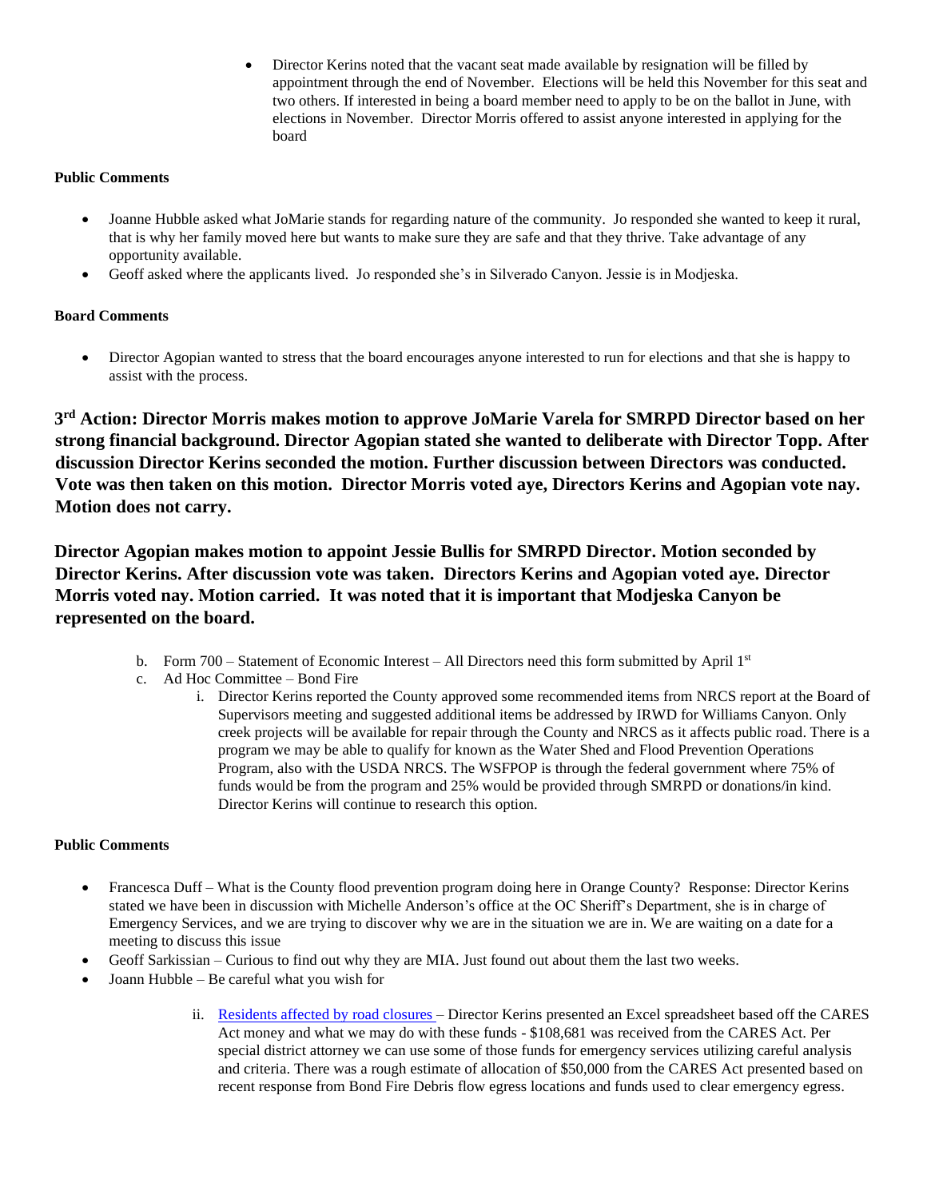- Director Kerins noted that the vacant seat made available by resignation will be filled by appointment through the end of November. Elections will be held this November for this seat and two others. If interested in being a board member need to apply to be on the ballot in June, with elections in November. Director Morris offered to assist anyone interested in applying for the board

**Public Comments**

- Joanne Hubble asked what JoMarie stands for regarding nature of the community. Jo responded she wanted to keep it rural, that is why her family moved here but wants to make sure they are safe and that they thrive. Take advantage of any opportunity available.
- Geoff asked where the applicants lived. Jo responded she's in Silverado Canyon. Jessie is in Modjeska.

**Board Comments**

- Director Agopian wanted to stress that the board encourages anyone interested to run for elections and that she is happy to assist with the process.

**3rd Action: Director Morris makes motion to approve JoMarie Varela for SMRPD Director based on her strong financial background. Director Agopian stated she wanted to deliberate with Director Topp. After discussion Director Kerins seconded the motion. Further discussion between Directors was conducted. Vote was then taken on this motion. Director Morris voted aye, Directors Kerins and Agopian vote nay. Motion does not carry.**

**Director Agopian makes motion to appoint Jessie Bullis for SMRPD Director. Motion seconded by Director Kerins. After discussion vote was taken. Directors Kerins and Agopian voted aye. Director Morris voted nay. Motion carried. It was noted that it is important that Modjeska Canyon be represented on the board.**

b. Form 700 – Statement of Economic Interest – All Directors need this form submitted by April 1st

c. Ad Hoc Committee – Bond Fire

   i. Director Kerins reported the County approved some recommended items from NRCS report at the Board of Supervisors meeting and suggested additional items be addressed by IRWD for Williams Canyon. Only creek projects will be available for repair through the County and NRCS as it affects public road. There is a program we may be able to qualify for known as the Water Shed and Flood Prevention Operations Program, also with the USDA NRCS. The WSFPOP is through the federal government where 75% of funds would be from the program and 25% would be provided through SMRPD or donations/in kind. Director Kerins will continue to research this option.

**Public Comments**

- Francesca Duff – What is the County flood prevention program doing here in Orange County? Response: Director Kerins stated we have been in discussion with Michelle Anderson's office at the OC Sheriff's Department, she is in charge of Emergency Services, and we are trying to discover why we are in the situation we are in. We are waiting on a date for a meeting to discuss this issue
- Geoff Sarkissian – Curious to find out why they are MIA. Just found out about them the last two weeks.
- Joann Hubble – Be careful what you wish for

   ii. Residents affected by road closures – Director Kerins presented an Excel spreadsheet based off the CARES Act money and what we may do with these funds - $108,681 was received from the CARES Act. Per special district attorney we can use some of those funds for emergency services utilizing careful analysis and criteria. There was a rough estimate of allocation of $50,000 from the CARES Act presented based on recent response from Bond Fire Debris flow egress locations and funds used to clear emergency egress.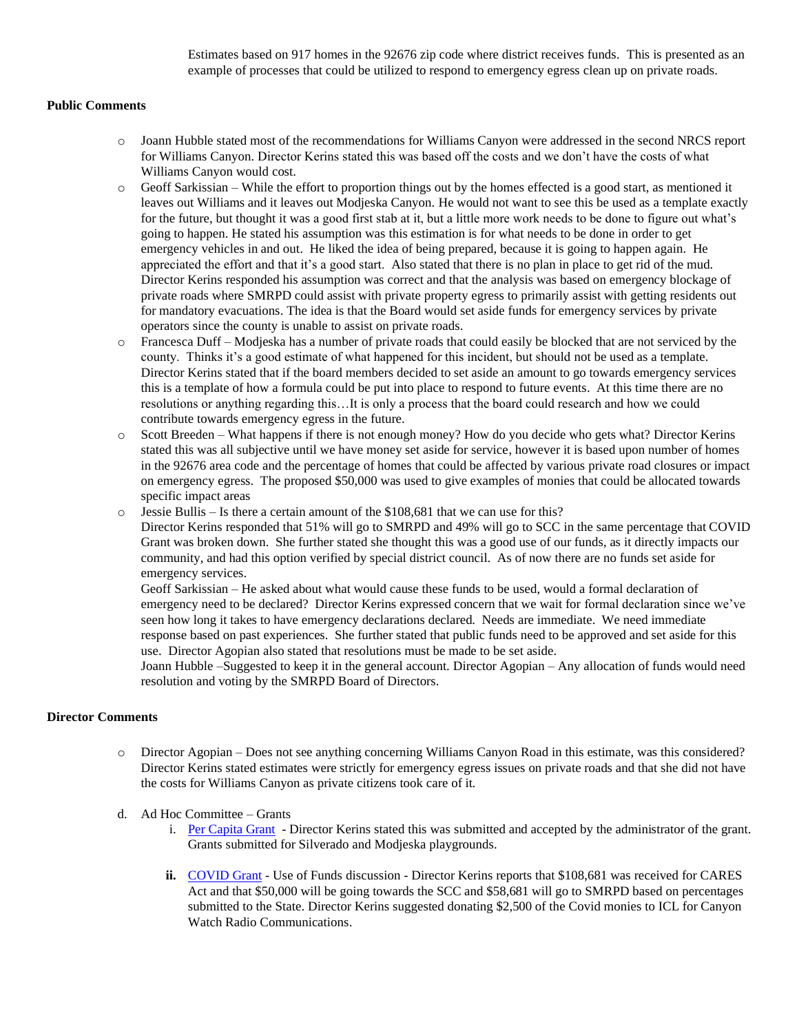Estimates based on 917 homes in the 92676 zip code where district receives funds. This is presented as an example of processes that could be utilized to respond to emergency egress clean up on private roads.

**Public Comments**

- Joann Hubble stated most of the recommendations for Williams Canyon were addressed in the second NRCS report for Williams Canyon. Director Kerins stated this was based off the costs and we don't have the costs of what Williams Canyon would cost.
- Geoff Sarkissian – While the effort to proportion things out by the homes effected is a good start, as mentioned it leaves out Williams and it leaves out Modjeska Canyon. He would not want to see this be used as a template exactly for the future, but thought it was a good first stab at it, but a little more work needs to be done to figure out what's going to happen. He stated his assumption was this estimation is for what needs to be done in order to get emergency vehicles in and out. He liked the idea of being prepared, because it is going to happen again. He appreciated the effort and that it's a good start. Also stated that there is no plan in place to get rid of the mud. Director Kerins responded his assumption was correct and that the analysis was based on emergency blockage of private roads where SMRPD could assist with private property egress to primarily assist with getting residents out for mandatory evacuations. The idea is that the Board would set aside funds for emergency services by private operators since the county is unable to assist on private roads.
- Francesca Duff – Modjeska has a number of private roads that could easily be blocked that are not serviced by the county. Thinks it's a good estimate of what happened for this incident, but should not be used as a template. Director Kerins stated that if the board members decided to set aside an amount to go towards emergency services this is a template of how a formula could be put into place to respond to future events. At this time there are no resolutions or anything regarding this…It is only a process that the board could research and how we could contribute towards emergency egress in the future.
- Scott Breeden – What happens if there is not enough money? How do you decide who gets what? Director Kerins stated this was all subjective until we have money set aside for service, however it is based upon number of homes in the 92676 area code and the percentage of homes that could be affected by various private road closures or impact on emergency egress. The proposed $50,000 was used to give examples of monies that could be allocated towards specific impact areas
- Jessie Bullis – Is there a certain amount of the $108,681 that we can use for this?
  Director Kerins responded that 51% will go to SMRPD and 49% will go to SCC in the same percentage that COVID Grant was broken down. She further stated she thought this was a good use of our funds, as it directly impacts our community, and had this option verified by special district council. As of now there are no funds set aside for emergency services.
  Geoff Sarkissian – He asked about what would cause these funds to be used, would a formal declaration of emergency need to be declared? Director Kerins expressed concern that we wait for formal declaration since we've seen how long it takes to have emergency declarations declared. Needs are immediate. We need immediate response based on past experiences. She further stated that public funds need to be approved and set aside for this use. Director Agopian also stated that resolutions must be made to be set aside.
  Joann Hubble –Suggested to keep it in the general account. Director Agopian – Any allocation of funds would need resolution and voting by the SMRPD Board of Directors.

**Director Comments**

- Director Agopian – Does not see anything concerning Williams Canyon Road in this estimate, was this considered? Director Kerins stated estimates were strictly for emergency egress issues on private roads and that she did not have the costs for Williams Canyon as private citizens took care of it.

d. Ad Hoc Committee – Grants

   i. Per Capita Grant - Director Kerins stated this was submitted and accepted by the administrator of the grant. Grants submitted for Silverado and Modjeska playgrounds.

   **ii.** COVID Grant - Use of Funds discussion - Director Kerins reports that $108,681 was received for CARES Act and that $50,000 will be going towards the SCC and $58,681 will go to SMRPD based on percentages submitted to the State. Director Kerins suggested donating $2,500 of the Covid monies to ICL for Canyon Watch Radio Communications.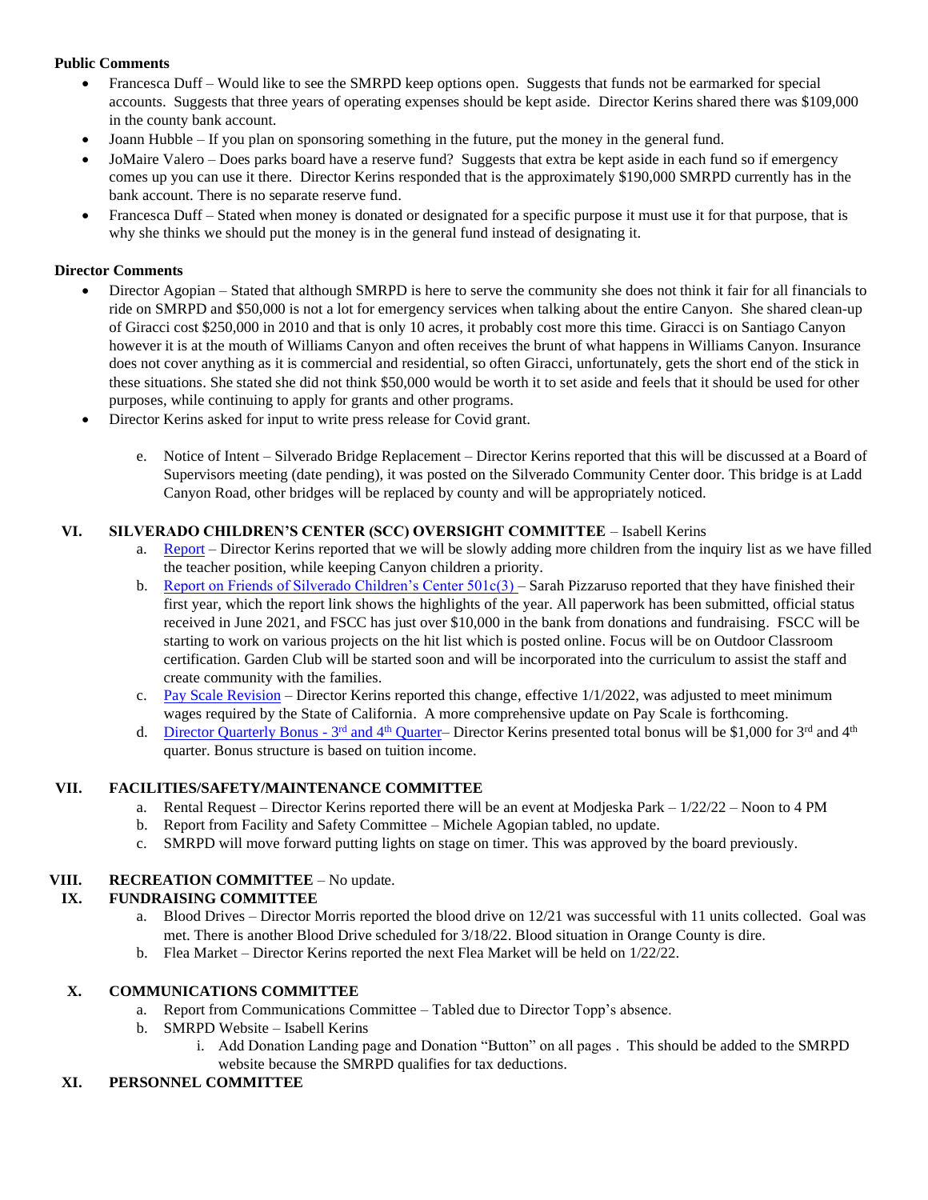**Public Comments**

- Francesca Duff – Would like to see the SMRPD keep options open. Suggests that funds not be earmarked for special accounts. Suggests that three years of operating expenses should be kept aside. Director Kerins shared there was $109,000 in the county bank account.
- Joann Hubble – If you plan on sponsoring something in the future, put the money in the general fund.
- JoMaire Valero – Does parks board have a reserve fund? Suggests that extra be kept aside in each fund so if emergency comes up you can use it there. Director Kerins responded that is the approximately $190,000 SMRPD currently has in the bank account. There is no separate reserve fund.
- Francesca Duff – Stated when money is donated or designated for a specific purpose it must use it for that purpose, that is why she thinks we should put the money is in the general fund instead of designating it.

**Director Comments**

- Director Agopian – Stated that although SMRPD is here to serve the community she does not think it fair for all financials to ride on SMRPD and $50,000 is not a lot for emergency services when talking about the entire Canyon. She shared clean-up of Giracci cost $250,000 in 2010 and that is only 10 acres, it probably cost more this time. Giracci is on Santiago Canyon however it is at the mouth of Williams Canyon and often receives the brunt of what happens in Williams Canyon. Insurance does not cover anything as it is commercial and residential, so often Giracci, unfortunately, gets the short end of the stick in these situations. She stated she did not think $50,000 would be worth it to set aside and feels that it should be used for other purposes, while continuing to apply for grants and other programs.
- Director Kerins asked for input to write press release for Covid grant.

   e. Notice of Intent – Silverado Bridge Replacement – Director Kerins reported that this will be discussed at a Board of Supervisors meeting (date pending), it was posted on the Silverado Community Center door. This bridge is at Ladd Canyon Road, other bridges will be replaced by county and will be appropriately noticed.

**VI. SILVERADO CHILDREN'S CENTER (SCC) OVERSIGHT COMMITTEE** – Isabell Kerins

   a. Report – Director Kerins reported that we will be slowly adding more children from the inquiry list as we have filled the teacher position, while keeping Canyon children a priority.
   b. Report on Friends of Silverado Children's Center 501c(3) – Sarah Pizzaruso reported that they have finished their first year, which the report link shows the highlights of the year. All paperwork has been submitted, official status received in June 2021, and FSCC has just over $10,000 in the bank from donations and fundraising. FSCC will be starting to work on various projects on the hit list which is posted online. Focus will be on Outdoor Classroom certification. Garden Club will be started soon and will be incorporated into the curriculum to assist the staff and create community with the families.
   c. Pay Scale Revision – Director Kerins reported this change, effective 1/1/2022, was adjusted to meet minimum wages required by the State of California. A more comprehensive update on Pay Scale is forthcoming.
   d. Director Quarterly Bonus - 3rd and 4th Quarter– Director Kerins presented total bonus will be $1,000 for 3rd and 4th quarter. Bonus structure is based on tuition income.

**VII. FACILITIES/SAFETY/MAINTENANCE COMMITTEE**

   a. Rental Request – Director Kerins reported there will be an event at Modjeska Park – 1/22/22 – Noon to 4 PM
   b. Report from Facility and Safety Committee – Michele Agopian tabled, no update.
   c. SMRPD will move forward putting lights on stage on timer. This was approved by the board previously.

**VIII. RECREATION COMMITTEE** – No update.

**IX. FUNDRAISING COMMITTEE**

   a. Blood Drives – Director Morris reported the blood drive on 12/21 was successful with 11 units collected. Goal was met. There is another Blood Drive scheduled for 3/18/22. Blood situation in Orange County is dire.
   b. Flea Market – Director Kerins reported the next Flea Market will be held on 1/22/22.

**X. COMMUNICATIONS COMMITTEE**

   a. Report from Communications Committee – Tabled due to Director Topp's absence.
   b. SMRPD Website – Isabell Kerins
      i. Add Donation Landing page and Donation "Button" on all pages . This should be added to the SMRPD website because the SMRPD qualifies for tax deductions.

**XI. PERSONNEL COMMITTEE**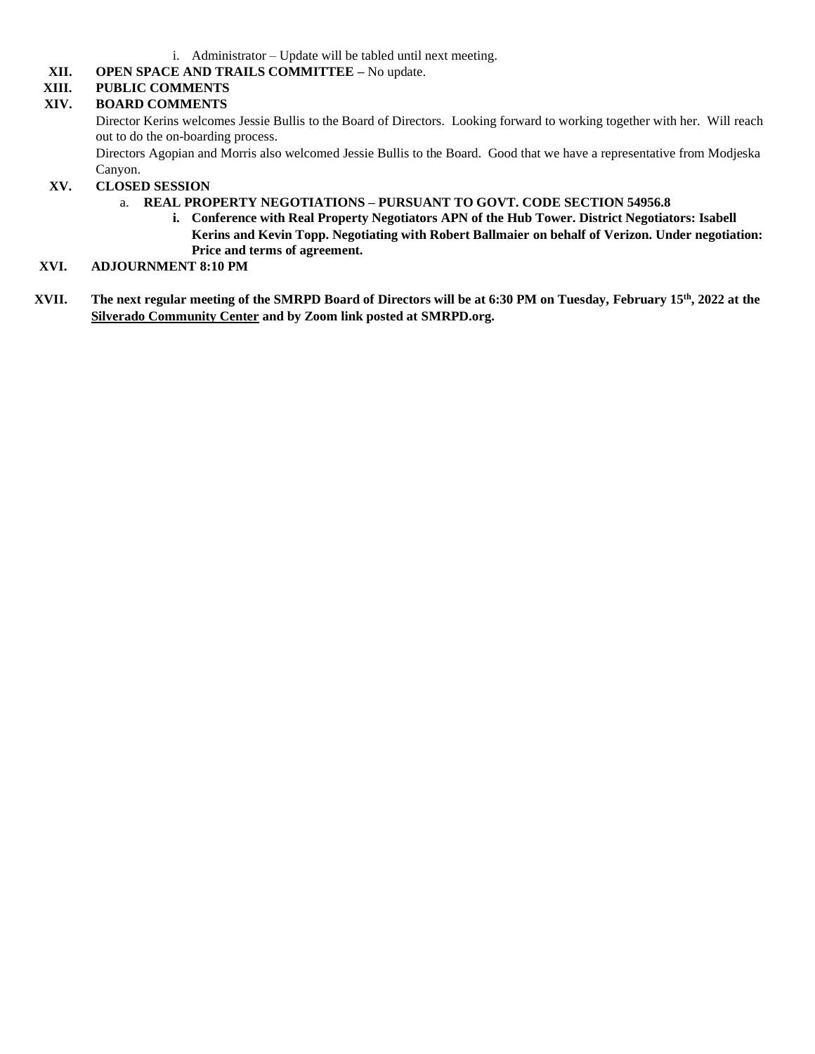i. Administrator – Update will be tabled until next meeting.

**XII. OPEN SPACE AND TRAILS COMMITTEE –** No update.

**XIII. PUBLIC COMMENTS**

**XIV. BOARD COMMENTS**

Director Kerins welcomes Jessie Bullis to the Board of Directors. Looking forward to working together with her. Will reach out to do the on-boarding process.

Directors Agopian and Morris also welcomed Jessie Bullis to the Board. Good that we have a representative from Modjeska Canyon.

**XV. CLOSED SESSION**

a. **REAL PROPERTY NEGOTIATIONS – PURSUANT TO GOVT. CODE SECTION 54956.8**

**i. Conference with Real Property Negotiators APN of the Hub Tower. District Negotiators: Isabell Kerins and Kevin Topp. Negotiating with Robert Ballmaier on behalf of Verizon. Under negotiation: Price and terms of agreement.**

**XVI. ADJOURNMENT 8:10 PM**

**XVII. The next regular meeting of the SMRPD Board of Directors will be at 6:30 PM on Tuesday, February 15th, 2022 at the Silverado Community Center and by Zoom link posted at SMRPD.org.**